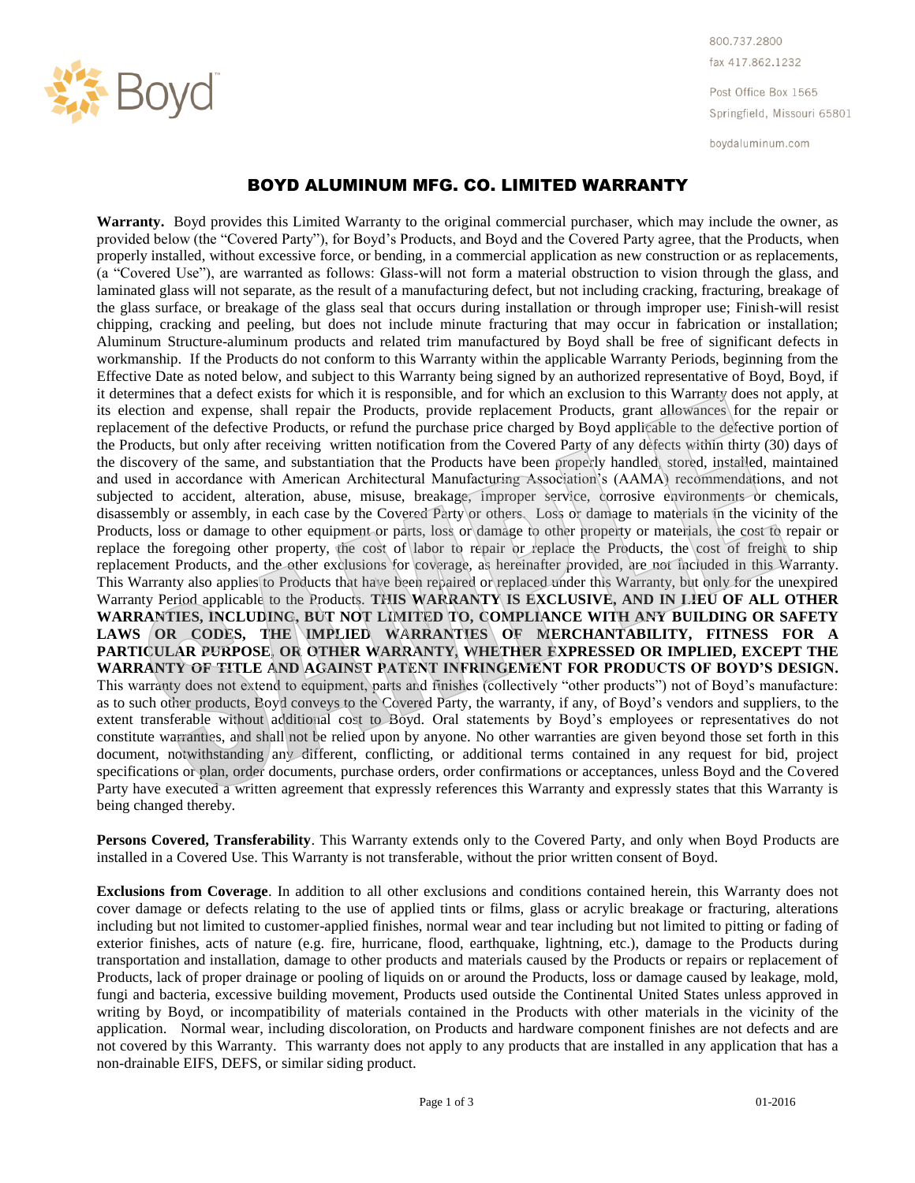800.737.2800
fax 417.862.1232

Post Office Box 1565
Springfield, Missouri 65801

boydaluminum.com

# BOYD ALUMINUM MFG. CO. LIMITED WARRANTY

**Warranty.** Boyd provides this Limited Warranty to the original commercial purchaser, which may include the owner, as provided below (the "Covered Party"), for Boyd's Products, and Boyd and the Covered Party agree, that the Products, when properly installed, without excessive force, or bending, in a commercial application as new construction or as replacements, (a "Covered Use"), are warranted as follows: Glass-will not form a material obstruction to vision through the glass, and laminated glass will not separate, as the result of a manufacturing defect, but not including cracking, fracturing, breakage of the glass surface, or breakage of the glass seal that occurs during installation or through improper use; Finish-will resist chipping, cracking and peeling, but does not include minute fracturing that may occur in fabrication or installation; Aluminum Structure-aluminum products and related trim manufactured by Boyd shall be free of significant defects in workmanship. If the Products do not conform to this Warranty within the applicable Warranty Periods, beginning from the Effective Date as noted below, and subject to this Warranty being signed by an authorized representative of Boyd, Boyd, if it determines that a defect exists for which it is responsible, and for which an exclusion to this Warranty does not apply, at its election and expense, shall repair the Products, provide replacement Products, grant allowances for the repair or replacement of the defective Products, or refund the purchase price charged by Boyd applicable to the defective portion of the Products, but only after receiving written notification from the Covered Party of any defects within thirty (30) days of the discovery of the same, and substantiation that the Products have been properly handled, stored, installed, maintained and used in accordance with American Architectural Manufacturing Association's (AAMA) recommendations, and not subjected to accident, alteration, abuse, misuse, breakage, improper service, corrosive environments or chemicals, disassembly or assembly, in each case by the Covered Party or others. Loss or damage to materials in the vicinity of the Products, loss or damage to other equipment or parts, loss or damage to other property or materials, the cost to repair or replace the foregoing other property, the cost of labor to repair or replace the Products, the cost of freight to ship replacement Products, and the other exclusions for coverage, as hereinafter provided, are not included in this Warranty. This Warranty also applies to Products that have been repaired or replaced under this Warranty, but only for the unexpired Warranty Period applicable to the Products. **THIS WARRANTY IS EXCLUSIVE, AND IN LIEU OF ALL OTHER WARRANTIES, INCLUDING, BUT NOT LIMITED TO, COMPLIANCE WITH ANY BUILDING OR SAFETY LAWS OR CODES, THE IMPLIED WARRANTIES OF MERCHANTABILITY, FITNESS FOR A PARTICULAR PURPOSE, OR OTHER WARRANTY, WHETHER EXPRESSED OR IMPLIED, EXCEPT THE WARRANTY OF TITLE AND AGAINST PATENT INFRINGEMENT FOR PRODUCTS OF BOYD'S DESIGN.** This warranty does not extend to equipment, parts and finishes (collectively "other products") not of Boyd's manufacture: as to such other products, Boyd conveys to the Covered Party, the warranty, if any, of Boyd's vendors and suppliers, to the extent transferable without additional cost to Boyd. Oral statements by Boyd's employees or representatives do not constitute warranties, and shall not be relied upon by anyone. No other warranties are given beyond those set forth in this document, notwithstanding any different, conflicting, or additional terms contained in any request for bid, project specifications or plan, order documents, purchase orders, order confirmations or acceptances, unless Boyd and the Covered Party have executed a written agreement that expressly references this Warranty and expressly states that this Warranty is being changed thereby.

**Persons Covered, Transferability**. This Warranty extends only to the Covered Party, and only when Boyd Products are installed in a Covered Use. This Warranty is not transferable, without the prior written consent of Boyd.

**Exclusions from Coverage**. In addition to all other exclusions and conditions contained herein, this Warranty does not cover damage or defects relating to the use of applied tints or films, glass or acrylic breakage or fracturing, alterations including but not limited to customer-applied finishes, normal wear and tear including but not limited to pitting or fading of exterior finishes, acts of nature (e.g. fire, hurricane, flood, earthquake, lightning, etc.), damage to the Products during transportation and installation, damage to other products and materials caused by the Products or repairs or replacement of Products, lack of proper drainage or pooling of liquids on or around the Products, loss or damage caused by leakage, mold, fungi and bacteria, excessive building movement, Products used outside the Continental United States unless approved in writing by Boyd, or incompatibility of materials contained in the Products with other materials in the vicinity of the application. Normal wear, including discoloration, on Products and hardware component finishes are not defects and are not covered by this Warranty. This warranty does not apply to any products that are installed in any application that has a non-drainable EIFS, DEFS, or similar siding product.

01-2016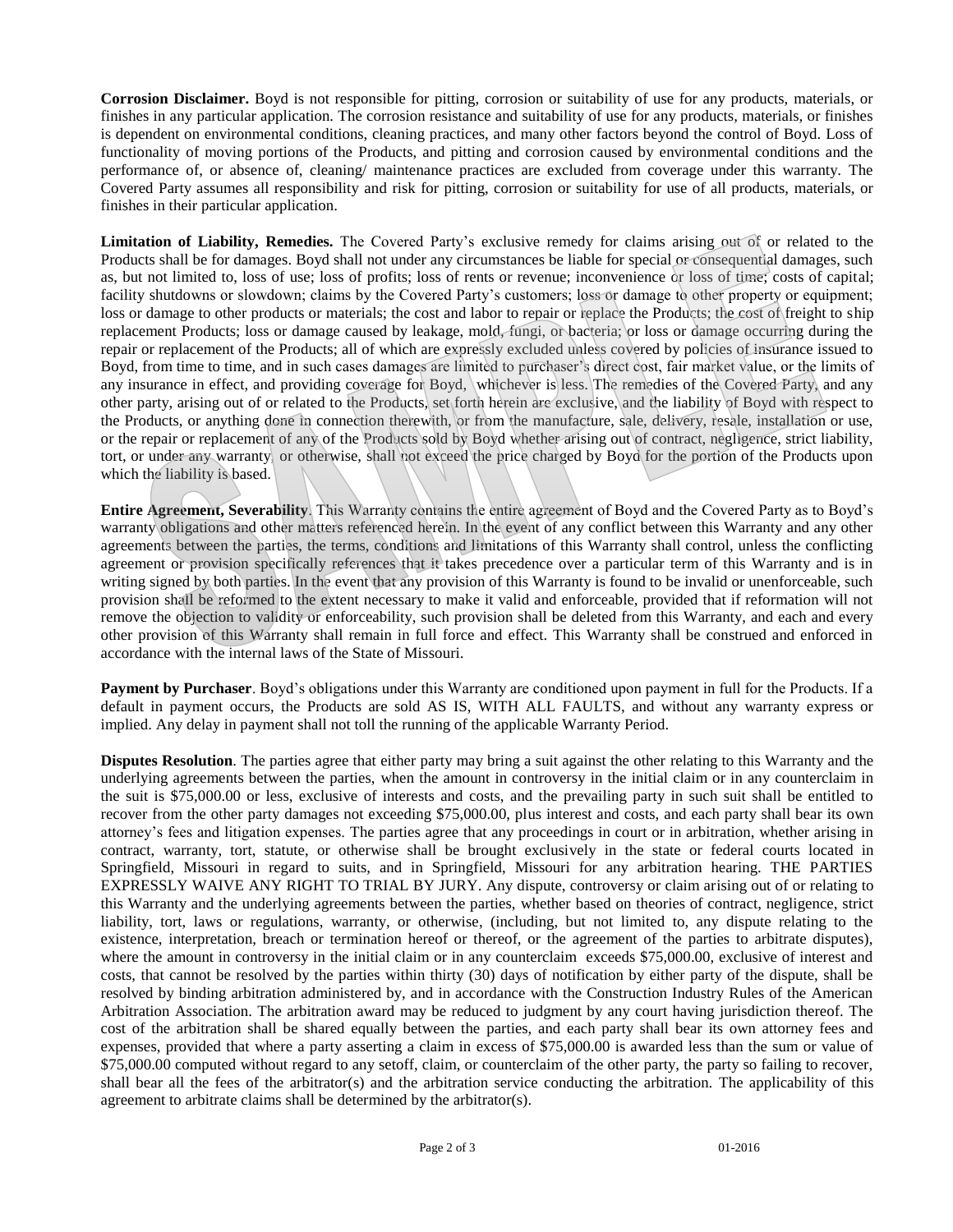**Corrosion Disclaimer.** Boyd is not responsible for pitting, corrosion or suitability of use for any products, materials, or finishes in any particular application. The corrosion resistance and suitability of use for any products, materials, or finishes is dependent on environmental conditions, cleaning practices, and many other factors beyond the control of Boyd. Loss of functionality of moving portions of the Products, and pitting and corrosion caused by environmental conditions and the performance of, or absence of, cleaning/ maintenance practices are excluded from coverage under this warranty. The Covered Party assumes all responsibility and risk for pitting, corrosion or suitability for use of all products, materials, or finishes in their particular application.

**Limitation of Liability, Remedies.** The Covered Party's exclusive remedy for claims arising out of or related to the Products shall be for damages. Boyd shall not under any circumstances be liable for special or consequential damages, such as, but not limited to, loss of use; loss of profits; loss of rents or revenue; inconvenience or loss of time; costs of capital; facility shutdowns or slowdown; claims by the Covered Party's customers; loss or damage to other property or equipment; loss or damage to other products or materials; the cost and labor to repair or replace the Products; the cost of freight to ship replacement Products; loss or damage caused by leakage, mold, fungi, or bacteria; or loss or damage occurring during the repair or replacement of the Products; all of which are expressly excluded unless covered by policies of insurance issued to Boyd, from time to time, and in such cases damages are limited to purchaser's direct cost, fair market value, or the limits of any insurance in effect, and providing coverage for Boyd, whichever is less. The remedies of the Covered Party, and any other party, arising out of or related to the Products, set forth herein are exclusive, and the liability of Boyd with respect to the Products, or anything done in connection therewith, or from the manufacture, sale, delivery, resale, installation or use, or the repair or replacement of any of the Products sold by Boyd whether arising out of contract, negligence, strict liability, tort, or under any warranty, or otherwise, shall not exceed the price charged by Boyd for the portion of the Products upon which the liability is based.

**Entire Agreement, Severability**. This Warranty contains the entire agreement of Boyd and the Covered Party as to Boyd's warranty obligations and other matters referenced herein. In the event of any conflict between this Warranty and any other agreements between the parties, the terms, conditions and limitations of this Warranty shall control, unless the conflicting agreement or provision specifically references that it takes precedence over a particular term of this Warranty and is in writing signed by both parties. In the event that any provision of this Warranty is found to be invalid or unenforceable, such provision shall be reformed to the extent necessary to make it valid and enforceable, provided that if reformation will not remove the objection to validity or enforceability, such provision shall be deleted from this Warranty, and each and every other provision of this Warranty shall remain in full force and effect. This Warranty shall be construed and enforced in accordance with the internal laws of the State of Missouri.

**Payment by Purchaser**. Boyd's obligations under this Warranty are conditioned upon payment in full for the Products. If a default in payment occurs, the Products are sold AS IS, WITH ALL FAULTS, and without any warranty express or implied. Any delay in payment shall not toll the running of the applicable Warranty Period.

**Disputes Resolution**. The parties agree that either party may bring a suit against the other relating to this Warranty and the underlying agreements between the parties, when the amount in controversy in the initial claim or in any counterclaim in the suit is $75,000.00 or less, exclusive of interests and costs, and the prevailing party in such suit shall be entitled to recover from the other party damages not exceeding $75,000.00, plus interest and costs, and each party shall bear its own attorney's fees and litigation expenses. The parties agree that any proceedings in court or in arbitration, whether arising in contract, warranty, tort, statute, or otherwise shall be brought exclusively in the state or federal courts located in Springfield, Missouri in regard to suits, and in Springfield, Missouri for any arbitration hearing. THE PARTIES EXPRESSLY WAIVE ANY RIGHT TO TRIAL BY JURY. Any dispute, controversy or claim arising out of or relating to this Warranty and the underlying agreements between the parties, whether based on theories of contract, negligence, strict liability, tort, laws or regulations, warranty, or otherwise, (including, but not limited to, any dispute relating to the existence, interpretation, breach or termination hereof or thereof, or the agreement of the parties to arbitrate disputes), where the amount in controversy in the initial claim or in any counterclaim exceeds $75,000.00, exclusive of interest and costs, that cannot be resolved by the parties within thirty (30) days of notification by either party of the dispute, shall be resolved by binding arbitration administered by, and in accordance with the Construction Industry Rules of the American Arbitration Association. The arbitration award may be reduced to judgment by any court having jurisdiction thereof. The cost of the arbitration shall be shared equally between the parties, and each party shall bear its own attorney fees and expenses, provided that where a party asserting a claim in excess of $75,000.00 is awarded less than the sum or value of $75,000.00 computed without regard to any setoff, claim, or counterclaim of the other party, the party so failing to recover, shall bear all the fees of the arbitrator(s) and the arbitration service conducting the arbitration. The applicability of this agreement to arbitrate claims shall be determined by the arbitrator(s).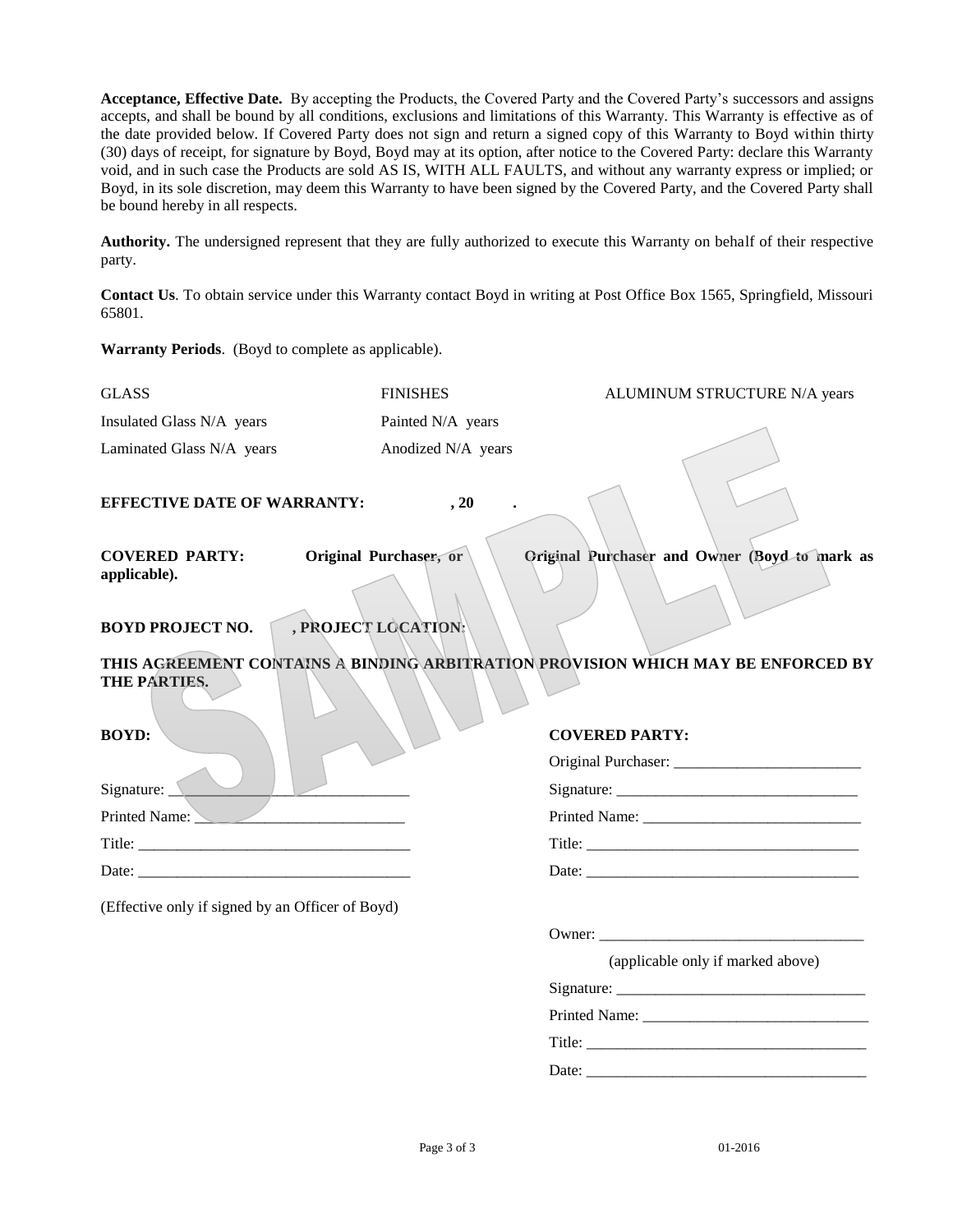**Acceptance, Effective Date.** By accepting the Products, the Covered Party and the Covered Party's successors and assigns accepts, and shall be bound by all conditions, exclusions and limitations of this Warranty. This Warranty is effective as of the date provided below. If Covered Party does not sign and return a signed copy of this Warranty to Boyd within thirty (30) days of receipt, for signature by Boyd, Boyd may at its option, after notice to the Covered Party: declare this Warranty void, and in such case the Products are sold AS IS, WITH ALL FAULTS, and without any warranty express or implied; or Boyd, in its sole discretion, may deem this Warranty to have been signed by the Covered Party, and the Covered Party shall be bound hereby in all respects.

**Authority.** The undersigned represent that they are fully authorized to execute this Warranty on behalf of their respective party.

**Contact Us**. To obtain service under this Warranty contact Boyd in writing at Post Office Box 1565, Springfield, Missouri 65801.

**Warranty Periods**. (Boyd to complete as applicable).

| | | |
|---|---|---|
| GLASS | FINISHES | ALUMINUM STRUCTURE N/A years |
| Insulated Glass N/A years | Painted N/A years | |
| Laminated Glass N/A years | Anodized N/A years | |

**EFFECTIVE DATE OF WARRANTY: , 20 .**

**COVERED PARTY: Original Purchaser, or Original Purchaser and Owner (Boyd to mark as applicable).**

**BOYD PROJECT NO. , PROJECT LOCATION:**

**THIS AGREEMENT CONTAINS A BINDING ARBITRATION PROVISION WHICH MAY BE ENFORCED BY THE PARTIES.**

**BOYD:**

Signature: ______________________________

Printed Name: ___________________________

Title: __________________________________

Date: __________________________________

(Effective only if signed by an Officer of Boyd)

**COVERED PARTY:**

Original Purchaser: ________________________

Signature: ______________________________

Printed Name: ___________________________

Title: __________________________________

Date: __________________________________

Owner: ________________________________

(applicable only if marked above)

Signature: ______________________________

Printed Name: ___________________________

Title: __________________________________

Date: __________________________________

01-2016